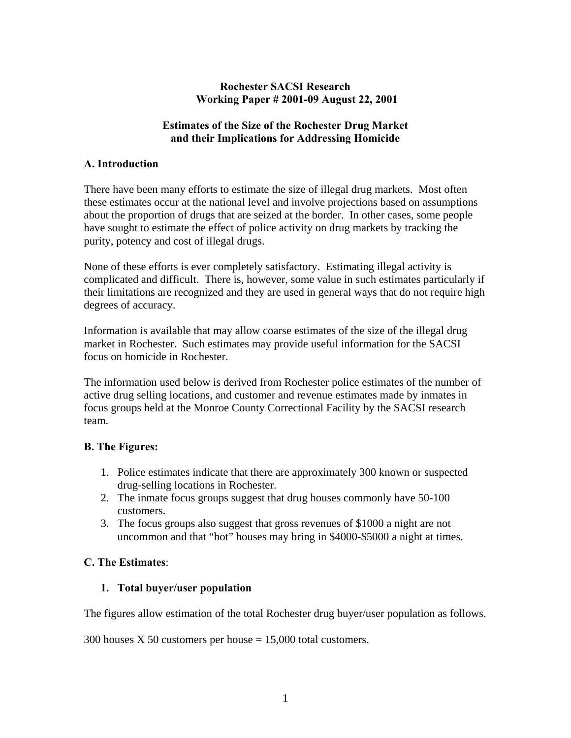**Rochester SACSI Research**
**Working Paper # 2001-09 August 22, 2001**

# Estimates of the Size of the Rochester Drug Market and their Implications for Addressing Homicide

## A. Introduction

There have been many efforts to estimate the size of illegal drug markets. Most often these estimates occur at the national level and involve projections based on assumptions about the proportion of drugs that are seized at the border. In other cases, some people have sought to estimate the effect of police activity on drug markets by tracking the purity, potency and cost of illegal drugs.

None of these efforts is ever completely satisfactory. Estimating illegal activity is complicated and difficult. There is, however, some value in such estimates particularly if their limitations are recognized and they are used in general ways that do not require high degrees of accuracy.

Information is available that may allow coarse estimates of the size of the illegal drug market in Rochester. Such estimates may provide useful information for the SACSI focus on homicide in Rochester.

The information used below is derived from Rochester police estimates of the number of active drug selling locations, and customer and revenue estimates made by inmates in focus groups held at the Monroe County Correctional Facility by the SACSI research team.

## B. The Figures:

1. Police estimates indicate that there are approximately 300 known or suspected drug-selling locations in Rochester.
2. The inmate focus groups suggest that drug houses commonly have 50-100 customers.
3. The focus groups also suggest that gross revenues of $1000 a night are not uncommon and that "hot" houses may bring in $4000-$5000 a night at times.

## C. The Estimates:

### 1. Total buyer/user population

The figures allow estimation of the total Rochester drug buyer/user population as follows.

300 houses X 50 customers per house = 15,000 total customers.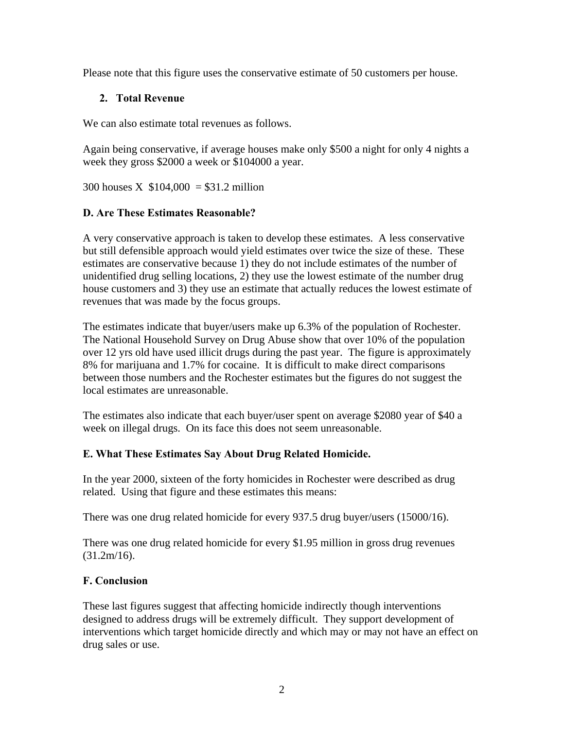Please note that this figure uses the conservative estimate of 50 customers per house.

### 2. Total Revenue

We can also estimate total revenues as follows.

Again being conservative, if average houses make only $500 a night for only 4 nights a week they gross $2000 a week or $104000 a year.

300 houses X  $104,000  = $31.2 million

## D. Are These Estimates Reasonable?

A very conservative approach is taken to develop these estimates.  A less conservative but still defensible approach would yield estimates over twice the size of these.  These estimates are conservative because 1) they do not include estimates of the number of unidentified drug selling locations, 2) they use the lowest estimate of the number drug house customers and 3) they use an estimate that actually reduces the lowest estimate of revenues that was made by the focus groups.

The estimates indicate that buyer/users make up 6.3% of the population of Rochester. The National Household Survey on Drug Abuse show that over 10% of the population over 12 yrs old have used illicit drugs during the past year.  The figure is approximately 8% for marijuana and 1.7% for cocaine.  It is difficult to make direct comparisons between those numbers and the Rochester estimates but the figures do not suggest the local estimates are unreasonable.

The estimates also indicate that each buyer/user spent on average $2080 year of $40 a week on illegal drugs.  On its face this does not seem unreasonable.

## E. What These Estimates Say About Drug Related Homicide.

In the year 2000, sixteen of the forty homicides in Rochester were described as drug related.  Using that figure and these estimates this means:

There was one drug related homicide for every 937.5 drug buyer/users (15000/16).

There was one drug related homicide for every $1.95 million in gross drug revenues (31.2m/16).

## F. Conclusion

These last figures suggest that affecting homicide indirectly though interventions designed to address drugs will be extremely difficult.  They support development of interventions which target homicide directly and which may or may not have an effect on drug sales or use.